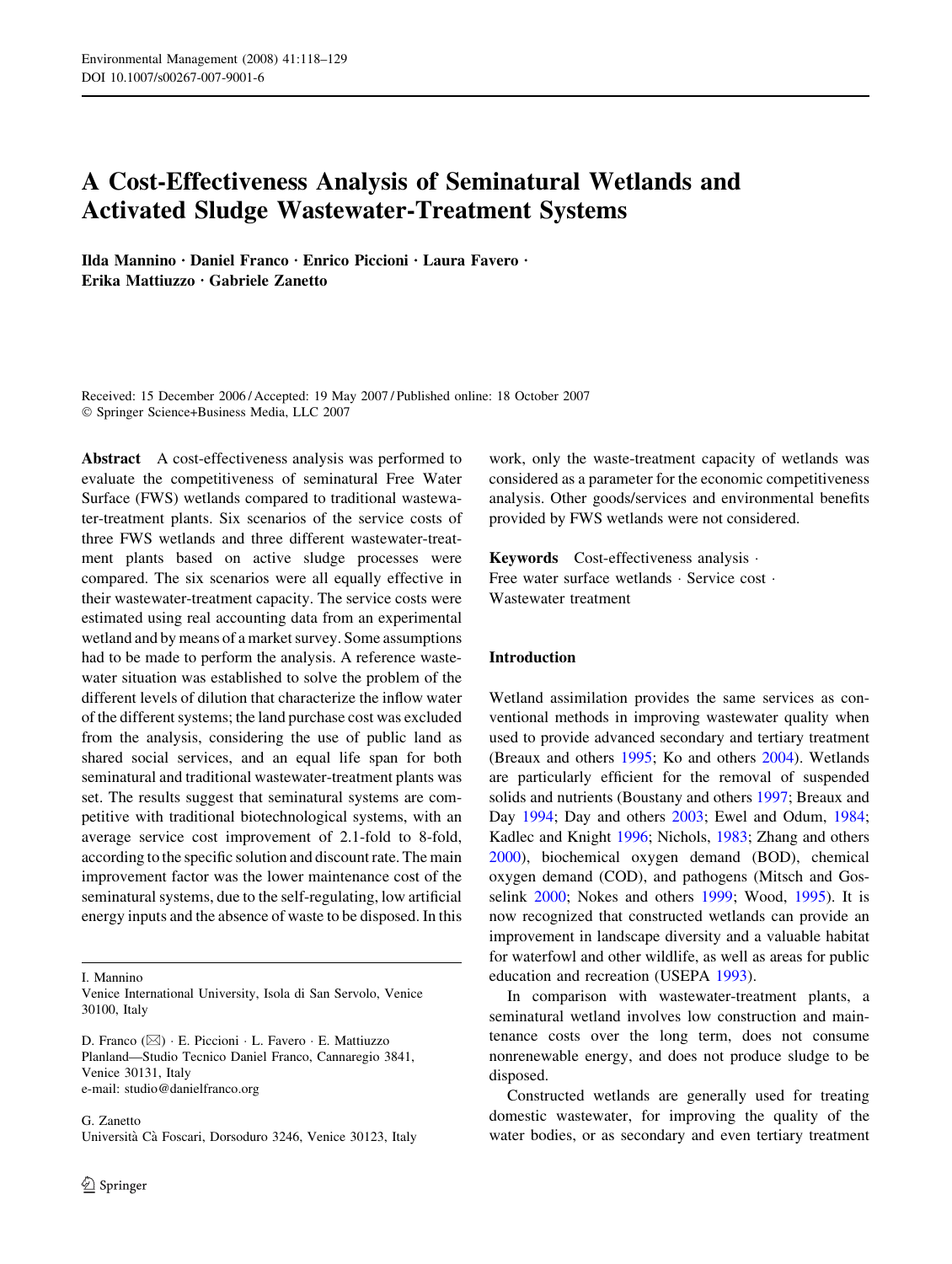# A Cost-Effectiveness Analysis of Seminatural Wetlands and Activated Sludge Wastewater-Treatment Systems

**Ilda Mannino · Daniel Franco · Enrico Piccioni · Laura Favero · Erika Mattiuzzo · Gabriele Zanetto**

Received: 15 December 2006 / Accepted: 19 May 2007 / Published online: 18 October 2007
© Springer Science+Business Media, LLC 2007

**Abstract** A cost-effectiveness analysis was performed to evaluate the competitiveness of seminatural Free Water Surface (FWS) wetlands compared to traditional wastewater-treatment plants. Six scenarios of the service costs of three FWS wetlands and three different wastewater-treatment plants based on active sludge processes were compared. The six scenarios were all equally effective in their wastewater-treatment capacity. The service costs were estimated using real accounting data from an experimental wetland and by means of a market survey. Some assumptions had to be made to perform the analysis. A reference wastewater situation was established to solve the problem of the different levels of dilution that characterize the inflow water of the different systems; the land purchase cost was excluded from the analysis, considering the use of public land as shared social services, and an equal life span for both seminatural and traditional wastewater-treatment plants was set. The results suggest that seminatural systems are competitive with traditional biotechnological systems, with an average service cost improvement of 2.1-fold to 8-fold, according to the specific solution and discount rate. The main improvement factor was the lower maintenance cost of the seminatural systems, due to the self-regulating, low artificial energy inputs and the absence of waste to be disposed. In this work, only the waste-treatment capacity of wetlands was considered as a parameter for the economic competitiveness analysis. Other goods/services and environmental benefits provided by FWS wetlands were not considered.

**Keywords** Cost-effectiveness analysis · Free water surface wetlands · Service cost · Wastewater treatment

I. Mannino
Venice International University, Isola di San Servolo, Venice 30100, Italy

D. Franco (✉) · E. Piccioni · L. Favero · E. Mattiuzzo
Planland—Studio Tecnico Daniel Franco, Cannaregio 3841, Venice 30131, Italy
e-mail: studio@danielfranco.org

G. Zanetto
Università Cà Foscari, Dorsoduro 3246, Venice 30123, Italy

## Introduction

Wetland assimilation provides the same services as conventional methods in improving wastewater quality when used to provide advanced secondary and tertiary treatment (Breaux and others 1995; Ko and others 2004). Wetlands are particularly efficient for the removal of suspended solids and nutrients (Boustany and others 1997; Breaux and Day 1994; Day and others 2003; Ewel and Odum, 1984; Kadlec and Knight 1996; Nichols, 1983; Zhang and others 2000), biochemical oxygen demand (BOD), chemical oxygen demand (COD), and pathogens (Mitsch and Gosselink 2000; Nokes and others 1999; Wood, 1995). It is now recognized that constructed wetlands can provide an improvement in landscape diversity and a valuable habitat for waterfowl and other wildlife, as well as areas for public education and recreation (USEPA 1993).

In comparison with wastewater-treatment plants, a seminatural wetland involves low construction and maintenance costs over the long term, does not consume nonrenewable energy, and does not produce sludge to be disposed.

Constructed wetlands are generally used for treating domestic wastewater, for improving the quality of the water bodies, or as secondary and even tertiary treatment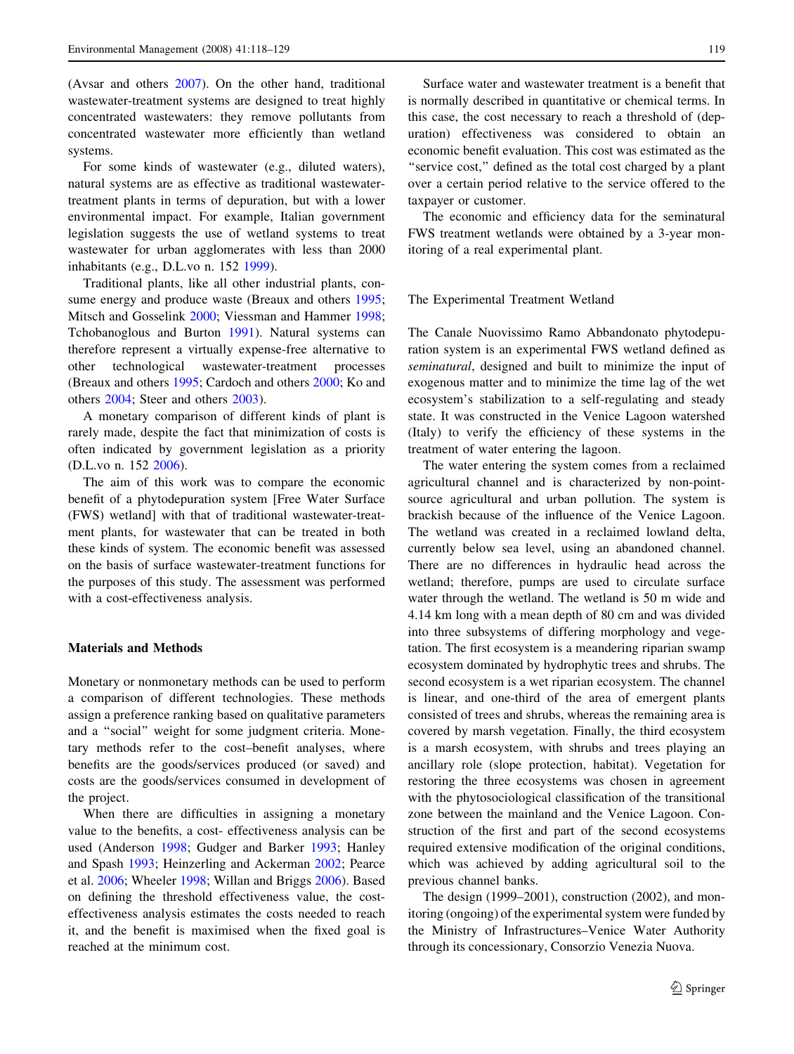(Avsar and others 2007). On the other hand, traditional wastewater-treatment systems are designed to treat highly concentrated wastewaters: they remove pollutants from concentrated wastewater more efficiently than wetland systems.

For some kinds of wastewater (e.g., diluted waters), natural systems are as effective as traditional wastewater-treatment plants in terms of depuration, but with a lower environmental impact. For example, Italian government legislation suggests the use of wetland systems to treat wastewater for urban agglomerates with less than 2000 inhabitants (e.g., D.Lvo n. 152 1999).

Traditional plants, like all other industrial plants, consume energy and produce waste (Breaux and others 1995; Mitsch and Gosselink 2000; Viessman and Hammer 1998; Tchobanoglous and Burton 1991). Natural systems can therefore represent a virtually expense-free alternative to other technological wastewater-treatment processes (Breaux and others 1995; Cardoch and others 2000; Ko and others 2004; Steer and others 2003).

A monetary comparison of different kinds of plant is rarely made, despite the fact that minimization of costs is often indicated by government legislation as a priority (D.Lvo n. 152 2006).

The aim of this work was to compare the economic benefit of a phytodepuration system [Free Water Surface (FWS) wetland] with that of traditional wastewater-treatment plants, for wastewater that can be treated in both these kinds of system. The economic benefit was assessed on the basis of surface wastewater-treatment functions for the purposes of this study. The assessment was performed with a cost-effectiveness analysis.

## Materials and Methods

Monetary or nonmonetary methods can be used to perform a comparison of different technologies. These methods assign a preference ranking based on qualitative parameters and a "social" weight for some judgment criteria. Monetary methods refer to the cost–benefit analyses, where benefits are the goods/services produced (or saved) and costs are the goods/services consumed in development of the project.

When there are difficulties in assigning a monetary value to the benefits, a cost- effectiveness analysis can be used (Anderson 1998; Gudger and Barker 1993; Hanley and Spash 1993; Heinzerling and Ackerman 2002; Pearce et al. 2006; Wheeler 1998; Willan and Briggs 2006). Based on defining the threshold effectiveness value, the cost-effectiveness analysis estimates the costs needed to reach it, and the benefit is maximised when the fixed goal is reached at the minimum cost.

Surface water and wastewater treatment is a benefit that is normally described in quantitative or chemical terms. In this case, the cost necessary to reach a threshold of (depuration) effectiveness was considered to obtain an economic benefit evaluation. This cost was estimated as the "service cost," defined as the total cost charged by a plant over a certain period relative to the service offered to the taxpayer or customer.

The economic and efficiency data for the seminatural FWS treatment wetlands were obtained by a 3-year monitoring of a real experimental plant.

### The Experimental Treatment Wetland

The Canale Nuovissimo Ramo Abbandonato phytodepuration system is an experimental FWS wetland defined as *seminatural*, designed and built to minimize the input of exogenous matter and to minimize the time lag of the wet ecosystem's stabilization to a self-regulating and steady state. It was constructed in the Venice Lagoon watershed (Italy) to verify the efficiency of these systems in the treatment of water entering the lagoon.

The water entering the system comes from a reclaimed agricultural channel and is characterized by non-point-source agricultural and urban pollution. The system is brackish because of the influence of the Venice Lagoon. The wetland was created in a reclaimed lowland delta, currently below sea level, using an abandoned channel. There are no differences in hydraulic head across the wetland; therefore, pumps are used to circulate surface water through the wetland. The wetland is 50 m wide and 4.14 km long with a mean depth of 80 cm and was divided into three subsystems of differing morphology and vegetation. The first ecosystem is a meandering riparian swamp ecosystem dominated by hydrophytic trees and shrubs. The second ecosystem is a wet riparian ecosystem. The channel is linear, and one-third of the area of emergent plants consisted of trees and shrubs, whereas the remaining area is covered by marsh vegetation. Finally, the third ecosystem is a marsh ecosystem, with shrubs and trees playing an ancillary role (slope protection, habitat). Vegetation for restoring the three ecosystems was chosen in agreement with the phytosociological classification of the transitional zone between the mainland and the Venice Lagoon. Construction of the first and part of the second ecosystems required extensive modification of the original conditions, which was achieved by adding agricultural soil to the previous channel banks.

The design (1999–2001), construction (2002), and monitoring (ongoing) of the experimental system were funded by the Ministry of Infrastructures–Venice Water Authority through its concessionary, Consorzio Venezia Nuova.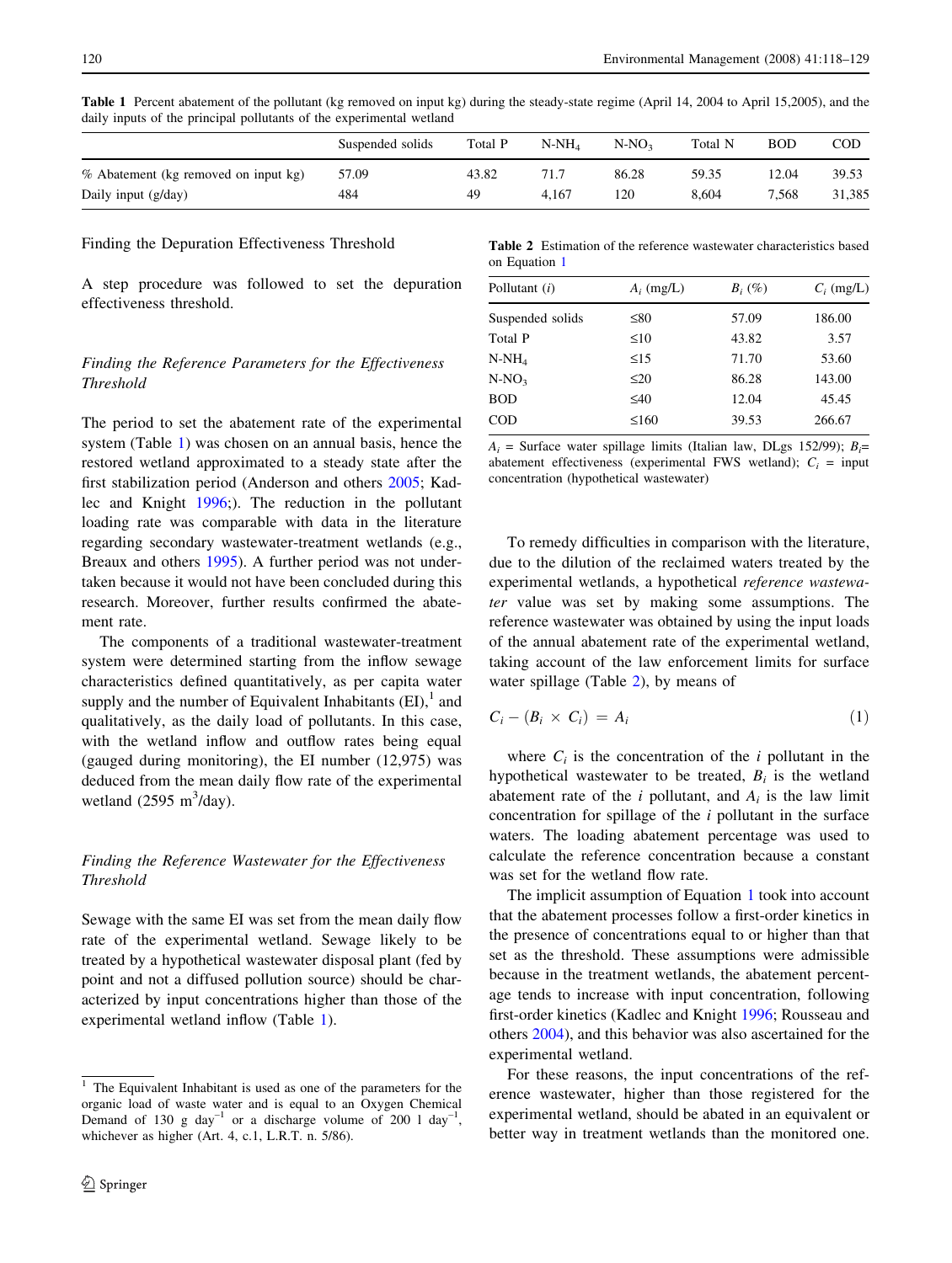**Table 1** Percent abatement of the pollutant (kg removed on input kg) during the steady-state regime (April 14, 2004 to April 15,2005), and the daily inputs of the principal pollutants of the experimental wetland

| | Suspended solids | Total P | $N\text{-}NH_4$ | $N\text{-}NO_3$ | Total N | BOD | COD |
|---|---|---|---|---|---|---|---|
| % Abatement (kg removed on input kg) | 57.09 | 43.82 | 71.7 | 86.28 | 59.35 | 12.04 | 39.53 |
| Daily input (g/day) | 484 | 49 | 4,167 | 120 | 8,604 | 7,568 | 31,385 |

## Finding the Depuration Effectiveness Threshold

A step procedure was followed to set the depuration effectiveness threshold.

### *Finding the Reference Parameters for the Effectiveness Threshold*

The period to set the abatement rate of the experimental system (Table 1) was chosen on an annual basis, hence the restored wetland approximated to a steady state after the first stabilization period (Anderson and others 2005; Kadlec and Knight 1996;). The reduction in the pollutant loading rate was comparable with data in the literature regarding secondary wastewater-treatment wetlands (e.g., Breaux and others 1995). A further period was not undertaken because it would not have been concluded during this research. Moreover, further results confirmed the abatement rate.

The components of a traditional wastewater-treatment system were determined starting from the inflow sewage characteristics defined quantitatively, as per capita water supply and the number of Equivalent Inhabitants (EI),[1] and qualitatively, as the daily load of pollutants. In this case, with the wetland inflow and outflow rates being equal (gauged during monitoring), the EI number (12,975) was deduced from the mean daily flow rate of the experimental wetland (2595 $m^3$/day).

### *Finding the Reference Wastewater for the Effectiveness Threshold*

Sewage with the same EI was set from the mean daily flow rate of the experimental wetland. Sewage likely to be treated by a hypothetical wastewater disposal plant (fed by point and not a diffused pollution source) should be characterized by input concentrations higher than those of the experimental wetland inflow (Table 1).

**Table 2** Estimation of the reference wastewater characteristics based on Equation 1

| Pollutant ($i$) | $A_i$ (mg/L) | $B_i$ (%) | $C_i$ (mg/L) |
|---|---|---|---|
| Suspended solids | ≤80 | 57.09 | 186.00 |
| Total P | ≤10 | 43.82 | 3.57 |
| $N\text{-}NH_4$ | ≤15 | 71.70 | 53.60 |
| $N\text{-}NO_3$ | ≤20 | 86.28 | 143.00 |
| BOD | ≤40 | 12.04 | 45.45 |
| COD | ≤160 | 39.53 | 266.67 |

$A_i$ = Surface water spillage limits (Italian law, DLgs 152/99); $B_i$= abatement effectiveness (experimental FWS wetland); $C_i$ = input concentration (hypothetical wastewater)

To remedy difficulties in comparison with the literature, due to the dilution of the reclaimed waters treated by the experimental wetlands, a hypothetical *reference wastewater* value was set by making some assumptions. The reference wastewater was obtained by using the input loads of the annual abatement rate of the experimental wetland, taking account of the law enforcement limits for surface water spillage (Table 2), by means of

$$C_i - (B_i \times C_i) = A_i \tag{1}$$

where $C_i$ is the concentration of the $i$ pollutant in the hypothetical wastewater to be treated, $B_i$ is the wetland abatement rate of the $i$ pollutant, and $A_i$ is the law limit concentration for spillage of the $i$ pollutant in the surface waters. The loading abatement percentage was used to calculate the reference concentration because a constant was set for the wetland flow rate.

The implicit assumption of Equation 1 took into account that the abatement processes follow a first-order kinetics in the presence of concentrations equal to or higher than that set as the threshold. These assumptions were admissible because in the treatment wetlands, the abatement percentage tends to increase with input concentration, following first-order kinetics (Kadlec and Knight 1996; Rousseau and others 2004), and this behavior was also ascertained for the experimental wetland.

For these reasons, the input concentrations of the reference wastewater, higher than those registered for the experimental wetland, should be abated in an equivalent or better way in treatment wetlands than the monitored one.

[1] The Equivalent Inhabitant is used as one of the parameters for the organic load of waste water and is equal to an Oxygen Chemical Demand of 130 g $day^{-1}$ or a discharge volume of 200 l $day^{-1}$, whichever as higher (Art. 4, c.1, L.R.T. n. 5/86).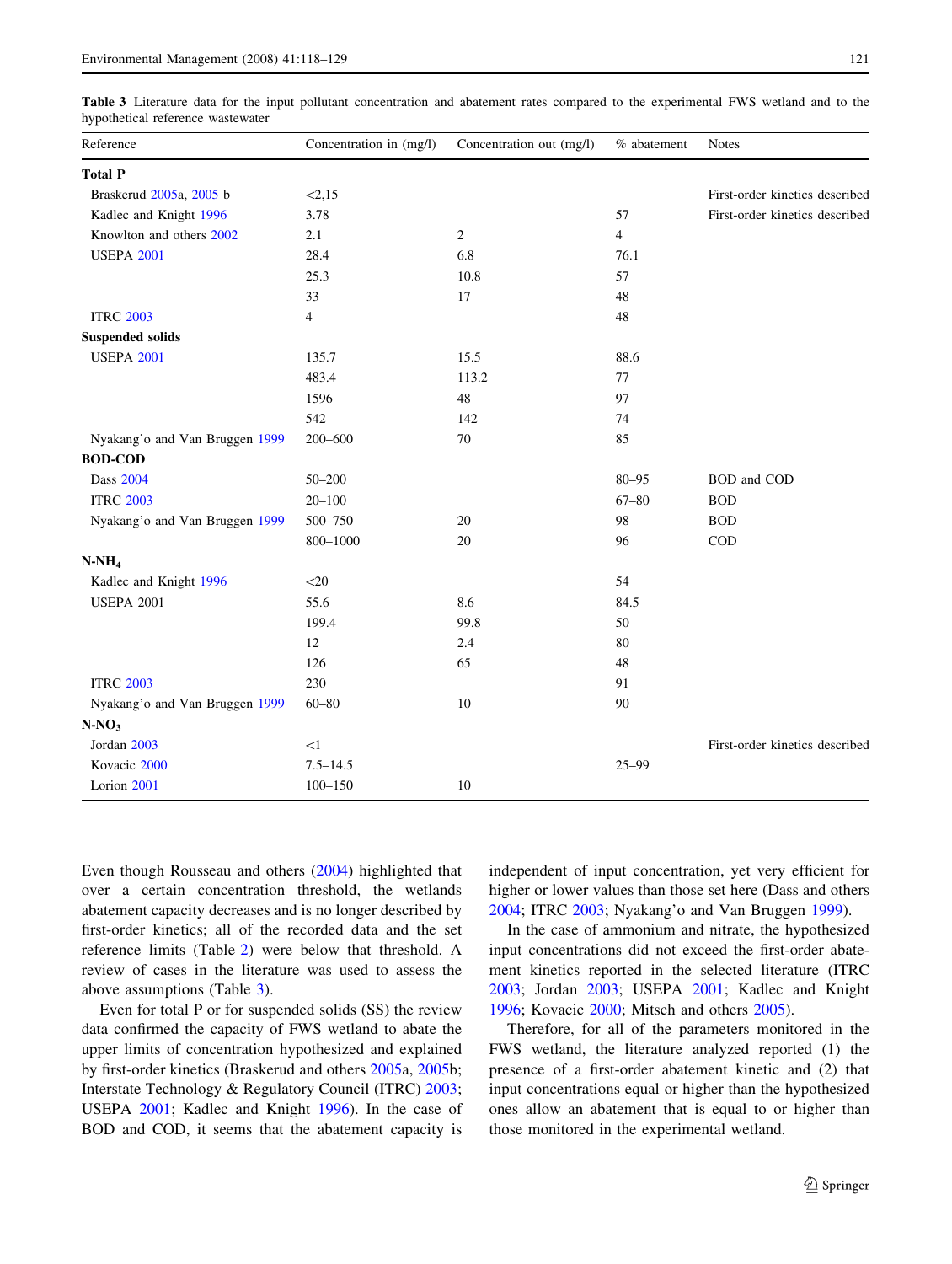**Table 3** Literature data for the input pollutant concentration and abatement rates compared to the experimental FWS wetland and to the hypothetical reference wastewater

| Reference | Concentration in (mg/l) | Concentration out (mg/l) | % abatement | Notes |
|---|---|---|---|---|
| **Total P** | | | | |
| Braskerud 2005a, 2005 b | <2,15 | | | First-order kinetics described |
| Kadlec and Knight 1996 | 3.78 | | 57 | First-order kinetics described |
| Knowlton and others 2002 | 2.1 | 2 | 4 | |
| USEPA 2001 | 28.4 | 6.8 | 76.1 | |
| | 25.3 | 10.8 | 57 | |
| | 33 | 17 | 48 | |
| ITRC 2003 | 4 | | 48 | |
| **Suspended solids** | | | | |
| USEPA 2001 | 135.7 | 15.5 | 88.6 | |
| | 483.4 | 113.2 | 77 | |
| | 1596 | 48 | 97 | |
| | 542 | 142 | 74 | |
| Nyakang'o and Van Bruggen 1999 | 200–600 | 70 | 85 | |
| **BOD-COD** | | | | |
| Dass 2004 | 50–200 | | 80–95 | BOD and COD |
| ITRC 2003 | 20–100 | | 67–80 | BOD |
| Nyakang'o and Van Bruggen 1999 | 500–750 | 20 | 98 | BOD |
| | 800–1000 | 20 | 96 | COD |
| **$N\text{-}NH_4$** | | | | |
| Kadlec and Knight 1996 | <20 | | 54 | |
| USEPA 2001 | 55.6 | 8.6 | 84.5 | |
| | 199.4 | 99.8 | 50 | |
| | 12 | 2.4 | 80 | |
| | 126 | 65 | 48 | |
| ITRC 2003 | 230 | | 91 | |
| Nyakang'o and Van Bruggen 1999 | 60–80 | 10 | 90 | |
| **$N\text{-}NO_3$** | | | | |
| Jordan 2003 | <1 | | | First-order kinetics described |
| Kovacic 2000 | 7.5–14.5 | | 25–99 | |
| Lorion 2001 | 100–150 | 10 | | |

Even though Rousseau and others (2004) highlighted that over a certain concentration threshold, the wetlands abatement capacity decreases and is no longer described by first-order kinetics; all of the recorded data and the set reference limits (Table 2) were below that threshold. A review of cases in the literature was used to assess the above assumptions (Table 3).

Even for total P or for suspended solids (SS) the review data confirmed the capacity of FWS wetland to abate the upper limits of concentration hypothesized and explained by first-order kinetics (Braskerud and others 2005a, 2005b; Interstate Technology & Regulatory Council (ITRC) 2003; USEPA 2001; Kadlec and Knight 1996). In the case of BOD and COD, it seems that the abatement capacity is independent of input concentration, yet very efficient for higher or lower values than those set here (Dass and others 2004; ITRC 2003; Nyakang'o and Van Bruggen 1999).

In the case of ammonium and nitrate, the hypothesized input concentrations did not exceed the first-order abatement kinetics reported in the selected literature (ITRC 2003; Jordan 2003; USEPA 2001; Kadlec and Knight 1996; Kovacic 2000; Mitsch and others 2005).

Therefore, for all of the parameters monitored in the FWS wetland, the literature analyzed reported (1) the presence of a first-order abatement kinetic and (2) that input concentrations equal or higher than the hypothesized ones allow an abatement that is equal to or higher than those monitored in the experimental wetland.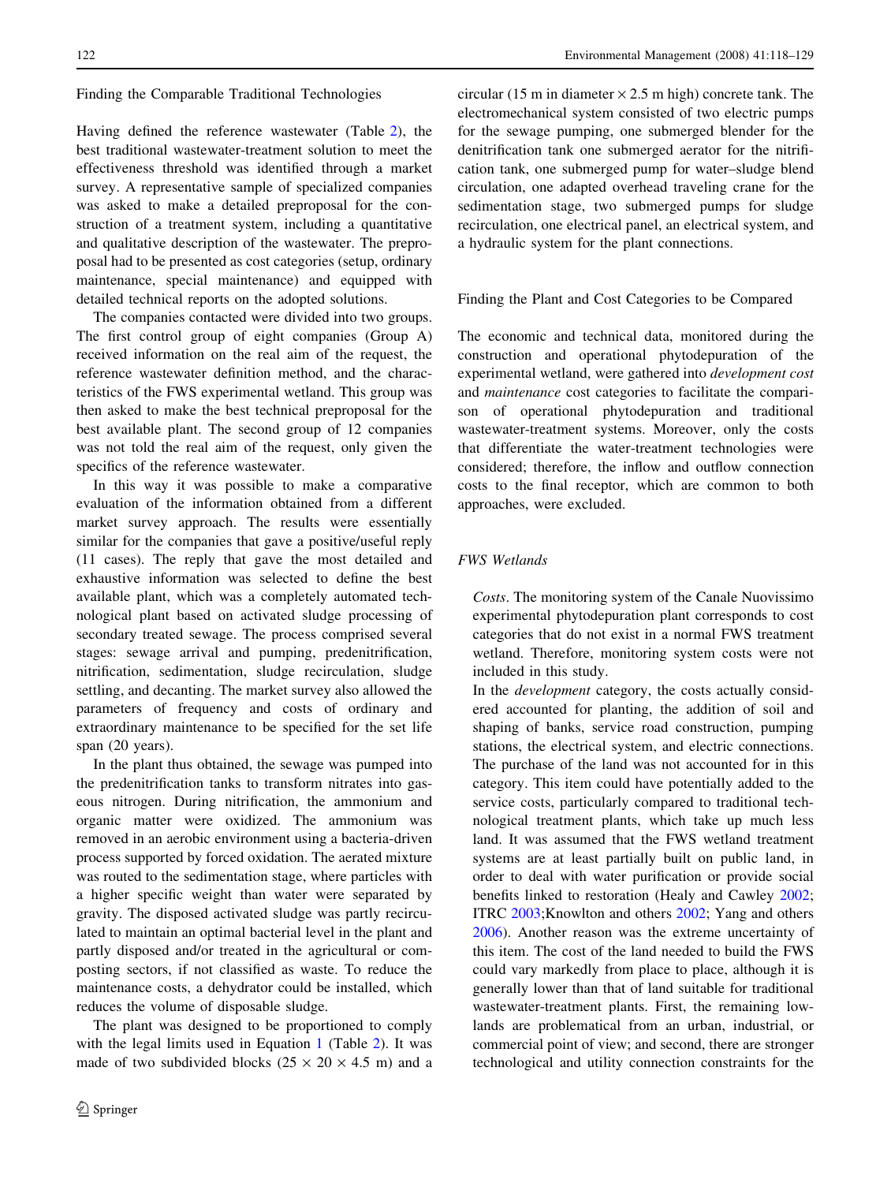## Finding the Comparable Traditional Technologies

Having defined the reference wastewater (Table 2), the best traditional wastewater-treatment solution to meet the effectiveness threshold was identified through a market survey. A representative sample of specialized companies was asked to make a detailed preproposal for the construction of a treatment system, including a quantitative and qualitative description of the wastewater. The preproposal had to be presented as cost categories (setup, ordinary maintenance, special maintenance) and equipped with detailed technical reports on the adopted solutions.

The companies contacted were divided into two groups. The first control group of eight companies (Group A) received information on the real aim of the request, the reference wastewater definition method, and the characteristics of the FWS experimental wetland. This group was then asked to make the best technical preproposal for the best available plant. The second group of 12 companies was not told the real aim of the request, only given the specifics of the reference wastewater.

In this way it was possible to make a comparative evaluation of the information obtained from a different market survey approach. The results were essentially similar for the companies that gave a positive/useful reply (11 cases). The reply that gave the most detailed and exhaustive information was selected to define the best available plant, which was a completely automated technological plant based on activated sludge processing of secondary treated sewage. The process comprised several stages: sewage arrival and pumping, predenitrification, nitrification, sedimentation, sludge recirculation, sludge settling, and decanting. The market survey also allowed the parameters of frequency and costs of ordinary and extraordinary maintenance to be specified for the set life span (20 years).

In the plant thus obtained, the sewage was pumped into the predenitrification tanks to transform nitrates into gaseous nitrogen. During nitrification, the ammonium and organic matter were oxidized. The ammonium was removed in an aerobic environment using a bacteria-driven process supported by forced oxidation. The aerated mixture was routed to the sedimentation stage, where particles with a higher specific weight than water were separated by gravity. The disposed activated sludge was partly recirculated to maintain an optimal bacterial level in the plant and partly disposed and/or treated in the agricultural or composting sectors, if not classified as waste. To reduce the maintenance costs, a dehydrator could be installed, which reduces the volume of disposable sludge.

The plant was designed to be proportioned to comply with the legal limits used in Equation 1 (Table 2). It was made of two subdivided blocks ($25 \times 20 \times 4.5$ m) and a circular (15 m in diameter $\times$ 2.5 m high) concrete tank. The electromechanical system consisted of two electric pumps for the sewage pumping, one submerged blender for the denitrification tank one submerged aerator for the nitrification tank, one submerged pump for water–sludge blend circulation, one adapted overhead traveling crane for the sedimentation stage, two submerged pumps for sludge recirculation, one electrical panel, an electrical system, and a hydraulic system for the plant connections.

## Finding the Plant and Cost Categories to be Compared

The economic and technical data, monitored during the construction and operational phytodepuration of the experimental wetland, were gathered into *development cost* and *maintenance* cost categories to facilitate the comparison of operational phytodepuration and traditional wastewater-treatment systems. Moreover, only the costs that differentiate the water-treatment technologies were considered; therefore, the inflow and outflow connection costs to the final receptor, which are common to both approaches, were excluded.

### *FWS Wetlands*

*Costs*. The monitoring system of the Canale Nuovissimo experimental phytodepuration plant corresponds to cost categories that do not exist in a normal FWS treatment wetland. Therefore, monitoring system costs were not included in this study.

In the *development* category, the costs actually considered accounted for planting, the addition of soil and shaping of banks, service road construction, pumping stations, the electrical system, and electric connections. The purchase of the land was not accounted for in this category. This item could have potentially added to the service costs, particularly compared to traditional technological treatment plants, which take up much less land. It was assumed that the FWS wetland treatment systems are at least partially built on public land, in order to deal with water purification or provide social benefits linked to restoration (Healy and Cawley 2002; ITRC 2003;Knowlton and others 2002; Yang and others 2006). Another reason was the extreme uncertainty of this item. The cost of the land needed to build the FWS could vary markedly from place to place, although it is generally lower than that of land suitable for traditional wastewater-treatment plants. First, the remaining lowlands are problematical from an urban, industrial, or commercial point of view; and second, there are stronger technological and utility connection constraints for the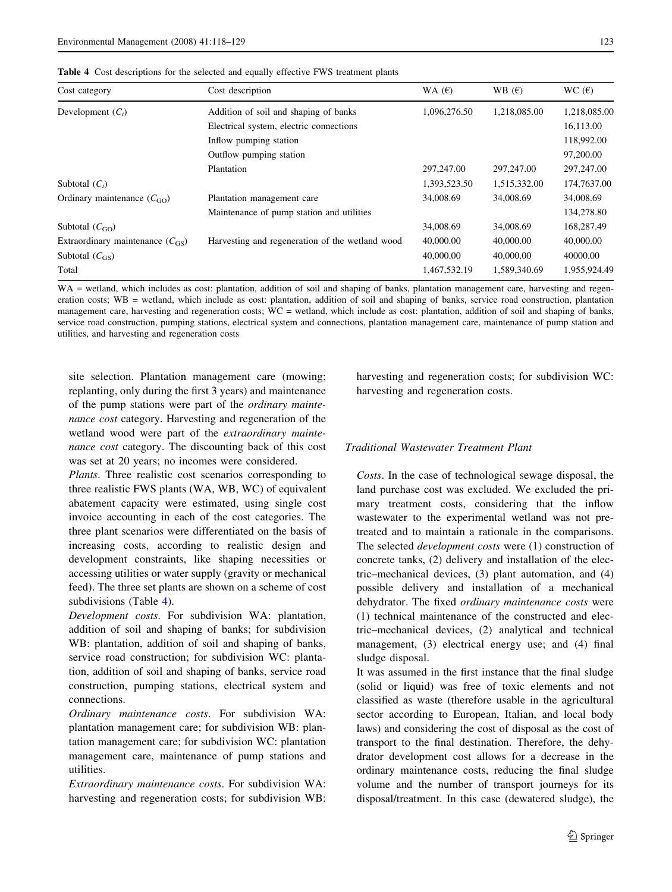**Table 4** Cost descriptions for the selected and equally effective FWS treatment plants

| Cost category | Cost description | WA (€) | WB (€) | WC (€) |
|---|---|---|---|---|
| Development ($C_i$) | Addition of soil and shaping of banks | 1,096,276.50 | 1,218,085.00 | 1,218,085.00 |
| | Electrical system, electric connections | | | 16,113.00 |
| | Inflow pumping station | | | 118,992.00 |
| | Outflow pumping station | | | 97,200.00 |
| | Plantation | 297,247.00 | 297,247.00 | 297,247.00 |
| Subtotal ($C_i$) | | 1,393,523.50 | 1,515,332.00 | 174,7637.00 |
| Ordinary maintenance ($C_{GO}$) | Plantation management care | 34,008.69 | 34,008.69 | 34,008.69 |
| | Maintenance of pump station and utilities | | | 134,278.80 |
| Subtotal ($C_{GO}$) | | 34,008.69 | 34,008.69 | 168,287.49 |
| Extraordinary maintenance ($C_{GS}$) | Harvesting and regeneration of the wetland wood | 40,000.00 | 40,000.00 | 40,000.00 |
| Subtotal ($C_{GS}$) | | 40,000.00 | 40,000.00 | 40000.00 |
| Total | | 1,467,532.19 | 1,589,340.69 | 1,955,924.49 |

WA = wetland, which includes as cost: plantation, addition of soil and shaping of banks, plantation management care, harvesting and regeneration costs; WB = wetland, which include as cost: plantation, addition of soil and shaping of banks, service road construction, plantation management care, harvesting and regeneration costs; WC = wetland, which include as cost: plantation, addition of soil and shaping of banks, service road construction, pumping stations, electrical system and connections, plantation management care, maintenance of pump station and utilities, and harvesting and regeneration costs

site selection. Plantation management care (mowing; replanting, only during the first 3 years) and maintenance of the pump stations were part of the *ordinary maintenance cost* category. Harvesting and regeneration of the wetland wood were part of the *extraordinary maintenance cost* category. The discounting back of this cost was set at 20 years; no incomes were considered.

*Plants*. Three realistic cost scenarios corresponding to three realistic FWS plants (WA, WB, WC) of equivalent abatement capacity were estimated, using single cost invoice accounting in each of the cost categories. The three plant scenarios were differentiated on the basis of increasing costs, according to realistic design and development constraints, like shaping necessities or accessing utilities or water supply (gravity or mechanical feed). The three set plants are shown on a scheme of cost subdivisions (Table 4).

*Development costs*. For subdivision WA: plantation, addition of soil and shaping of banks; for subdivision WB: plantation, addition of soil and shaping of banks, service road construction; for subdivision WC: plantation, addition of soil and shaping of banks, service road construction, pumping stations, electrical system and connections.

*Ordinary maintenance costs*. For subdivision WA: plantation management care; for subdivision WB: plantation management care; for subdivision WC: plantation management care, maintenance of pump stations and utilities.

*Extraordinary maintenance costs*. For subdivision WA: harvesting and regeneration costs; for subdivision WB: harvesting and regeneration costs; for subdivision WC: harvesting and regeneration costs.

### Traditional Wastewater Treatment Plant

*Costs*. In the case of technological sewage disposal, the land purchase cost was excluded. We excluded the primary treatment costs, considering that the inflow wastewater to the experimental wetland was not pretreated and to maintain a rationale in the comparisons. The selected *development costs* were (1) construction of concrete tanks, (2) delivery and installation of the electric–mechanical devices, (3) plant automation, and (4) possible delivery and installation of a mechanical dehydrator. The fixed *ordinary maintenance costs* were (1) technical maintenance of the constructed and electric–mechanical devices, (2) analytical and technical management, (3) electrical energy use; and (4) final sludge disposal.

It was assumed in the first instance that the final sludge (solid or liquid) was free of toxic elements and not classified as waste (therefore usable in the agricultural sector according to European, Italian, and local body laws) and considering the cost of disposal as the cost of transport to the final destination. Therefore, the dehydrator development cost allows for a decrease in the ordinary maintenance costs, reducing the final sludge volume and the number of transport journeys for its disposal/treatment. In this case (dewatered sludge), the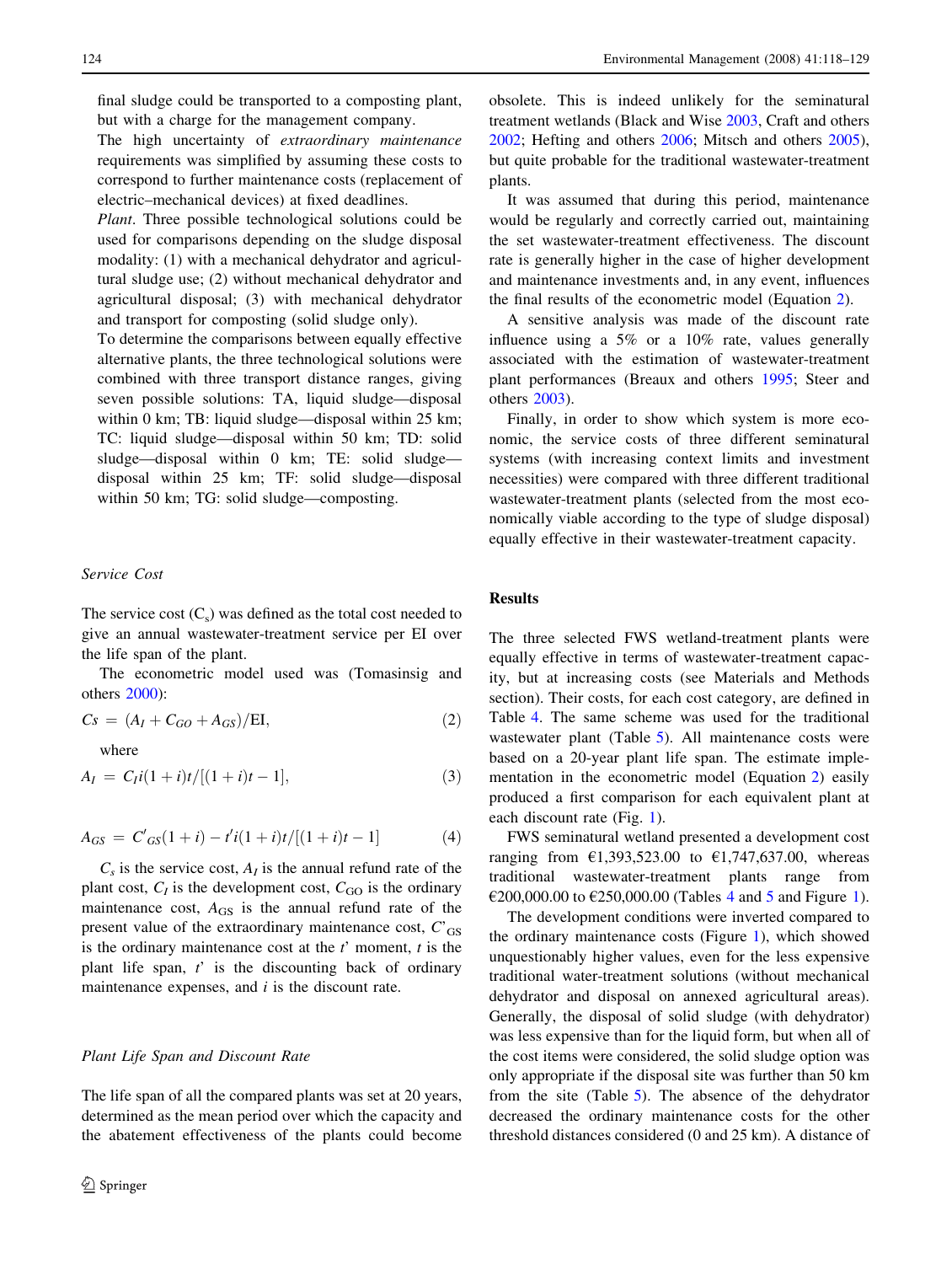final sludge could be transported to a composting plant, but with a charge for the management company.

The high uncertainty of *extraordinary maintenance* requirements was simplified by assuming these costs to correspond to further maintenance costs (replacement of electric–mechanical devices) at fixed deadlines.

*Plant*. Three possible technological solutions could be used for comparisons depending on the sludge disposal modality: (1) with a mechanical dehydrator and agricultural sludge use; (2) without mechanical dehydrator and agricultural disposal; (3) with mechanical dehydrator and transport for composting (solid sludge only).

To determine the comparisons between equally effective alternative plants, the three technological solutions were combined with three transport distance ranges, giving seven possible solutions: TA, liquid sludge—disposal within 0 km; TB: liquid sludge—disposal within 25 km; TC: liquid sludge—disposal within 50 km; TD: solid sludge—disposal within 0 km; TE: solid sludge—disposal within 25 km; TF: solid sludge—disposal within 50 km; TG: solid sludge—composting.

### Service Cost

The service cost ($C_s$) was defined as the total cost needed to give an annual wastewater-treatment service per EI over the life span of the plant.

The econometric model used was (Tomasinsig and others 2000):

$$Cs = (A_I + C_{GO} + A_{GS})/\mathrm{EI}, \tag{2}$$

where

$$A_I = C_I i(1+i)t/[(1+i)t - 1], \tag{3}$$

$$A_{GS} = C'_{GS}(1+i) - t'i(1+i)t/[(1+i)t - 1] \tag{4}$$

$C_s$ is the service cost, $A_I$ is the annual refund rate of the plant cost, $C_I$ is the development cost, $C_{GO}$ is the ordinary maintenance cost, $A_{GS}$ is the annual refund rate of the present value of the extraordinary maintenance cost, $C'_{GS}$ is the ordinary maintenance cost at the $t'$ moment, $t$ is the plant life span, $t'$ is the discounting back of ordinary maintenance expenses, and $i$ is the discount rate.

### Plant Life Span and Discount Rate

The life span of all the compared plants was set at 20 years, determined as the mean period over which the capacity and the abatement effectiveness of the plants could become obsolete. This is indeed unlikely for the seminatural treatment wetlands (Black and Wise 2003, Craft and others 2002; Hefting and others 2006; Mitsch and others 2005), but quite probable for the traditional wastewater-treatment plants.

It was assumed that during this period, maintenance would be regularly and correctly carried out, maintaining the set wastewater-treatment effectiveness. The discount rate is generally higher in the case of higher development and maintenance investments and, in any event, influences the final results of the econometric model (Equation 2).

A sensitive analysis was made of the discount rate influence using a 5% or a 10% rate, values generally associated with the estimation of wastewater-treatment plant performances (Breaux and others 1995; Steer and others 2003).

Finally, in order to show which system is more economic, the service costs of three different seminatural systems (with increasing context limits and investment necessities) were compared with three different traditional wastewater-treatment plants (selected from the most economically viable according to the type of sludge disposal) equally effective in their wastewater-treatment capacity.

## Results

The three selected FWS wetland-treatment plants were equally effective in terms of wastewater-treatment capacity, but at increasing costs (see Materials and Methods section). Their costs, for each cost category, are defined in Table 4. The same scheme was used for the traditional wastewater plant (Table 5). All maintenance costs were based on a 20-year plant life span. The estimate implementation in the econometric model (Equation 2) easily produced a first comparison for each equivalent plant at each discount rate (Fig. 1).

FWS seminatural wetland presented a development cost ranging from €1,393,523.00 to €1,747,637.00, whereas traditional wastewater-treatment plants range from €200,000.00 to €250,000.00 (Tables 4 and 5 and Figure 1).

The development conditions were inverted compared to the ordinary maintenance costs (Figure 1), which showed unquestionably higher values, even for the less expensive traditional water-treatment solutions (without mechanical dehydrator and disposal on annexed agricultural areas). Generally, the disposal of solid sludge (with dehydrator) was less expensive than for the liquid form, but when all of the cost items were considered, the solid sludge option was only appropriate if the disposal site was further than 50 km from the site (Table 5). The absence of the dehydrator decreased the ordinary maintenance costs for the other threshold distances considered (0 and 25 km). A distance of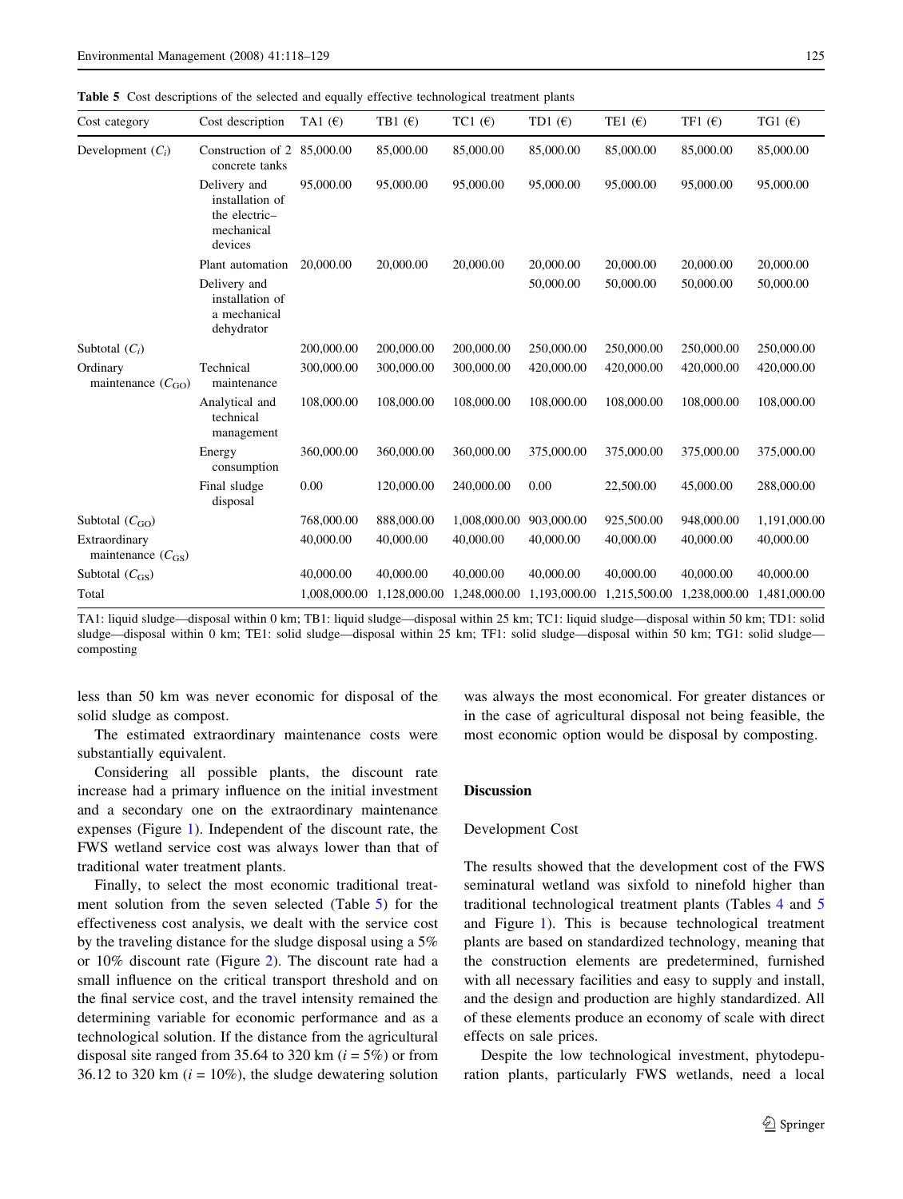Table 5 Cost descriptions of the selected and equally effective technological treatment plants

| Cost category | Cost description | TA1 (€) | TB1 (€) | TC1 (€) | TD1 (€) | TE1 (€) | TF1 (€) | TG1 (€) |
|---|---|---|---|---|---|---|---|---|
| Development ($C_i$) | Construction of 2 concrete tanks | 85,000.00 | 85,000.00 | 85,000.00 | 85,000.00 | 85,000.00 | 85,000.00 | 85,000.00 |
| | Delivery and installation of the electric–mechanical devices | 95,000.00 | 95,000.00 | 95,000.00 | 95,000.00 | 95,000.00 | 95,000.00 | 95,000.00 |
| | Plant automation | 20,000.00 | 20,000.00 | 20,000.00 | 20,000.00 | 20,000.00 | 20,000.00 | 20,000.00 |
| | Delivery and installation of a mechanical dehydrator | | | | 50,000.00 | 50,000.00 | 50,000.00 | 50,000.00 |
| Subtotal ($C_i$) | | 200,000.00 | 200,000.00 | 200,000.00 | 250,000.00 | 250,000.00 | 250,000.00 | 250,000.00 |
| Ordinary maintenance ($C_{GO}$) | Technical maintenance | 300,000.00 | 300,000.00 | 300,000.00 | 420,000.00 | 420,000.00 | 420,000.00 | 420,000.00 |
| | Analytical and technical management | 108,000.00 | 108,000.00 | 108,000.00 | 108,000.00 | 108,000.00 | 108,000.00 | 108,000.00 |
| | Energy consumption | 360,000.00 | 360,000.00 | 360,000.00 | 375,000.00 | 375,000.00 | 375,000.00 | 375,000.00 |
| | Final sludge disposal | 0.00 | 120,000.00 | 240,000.00 | 0.00 | 22,500.00 | 45,000.00 | 288,000.00 |
| Subtotal ($C_{GO}$) | | 768,000.00 | 888,000.00 | 1,008,000.00 | 903,000.00 | 925,500.00 | 948,000.00 | 1,191,000.00 |
| Extraordinary maintenance ($C_{GS}$) | | 40,000.00 | 40,000.00 | 40,000.00 | 40,000.00 | 40,000.00 | 40,000.00 | 40,000.00 |
| Subtotal ($C_{GS}$) | | 40,000.00 | 40,000.00 | 40,000.00 | 40,000.00 | 40,000.00 | 40,000.00 | 40,000.00 |
| Total | | 1,008,000.00 | 1,128,000.00 | 1,248,000.00 | 1,193,000.00 | 1,215,500.00 | 1,238,000.00 | 1,481,000.00 |

TA1: liquid sludge—disposal within 0 km; TB1: liquid sludge—disposal within 25 km; TC1: liquid sludge—disposal within 50 km; TD1: solid sludge—disposal within 0 km; TE1: solid sludge—disposal within 25 km; TF1: solid sludge—disposal within 50 km; TG1: solid sludge—composting

less than 50 km was never economic for disposal of the solid sludge as compost.

The estimated extraordinary maintenance costs were substantially equivalent.

Considering all possible plants, the discount rate increase had a primary influence on the initial investment and a secondary one on the extraordinary maintenance expenses (Figure 1). Independent of the discount rate, the FWS wetland service cost was always lower than that of traditional water treatment plants.

Finally, to select the most economic traditional treatment solution from the seven selected (Table 5) for the effectiveness cost analysis, we dealt with the service cost by the traveling distance for the sludge disposal using a 5% or 10% discount rate (Figure 2). The discount rate had a small influence on the critical transport threshold and on the final service cost, and the travel intensity remained the determining variable for economic performance and as a technological solution. If the distance from the agricultural disposal site ranged from 35.64 to 320 km ($i = 5\%$) or from 36.12 to 320 km ($i = 10\%$), the sludge dewatering solution was always the most economical. For greater distances or in the case of agricultural disposal not being feasible, the most economic option would be disposal by composting.

## Discussion

### Development Cost

The results showed that the development cost of the FWS seminatural wetland was sixfold to ninefold higher than traditional technological treatment plants (Tables 4 and 5 and Figure 1). This is because technological treatment plants are based on standardized technology, meaning that the construction elements are predetermined, furnished with all necessary facilities and easy to supply and install, and the design and production are highly standardized. All of these elements produce an economy of scale with direct effects on sale prices.

Despite the low technological investment, phytodepuration plants, particularly FWS wetlands, need a local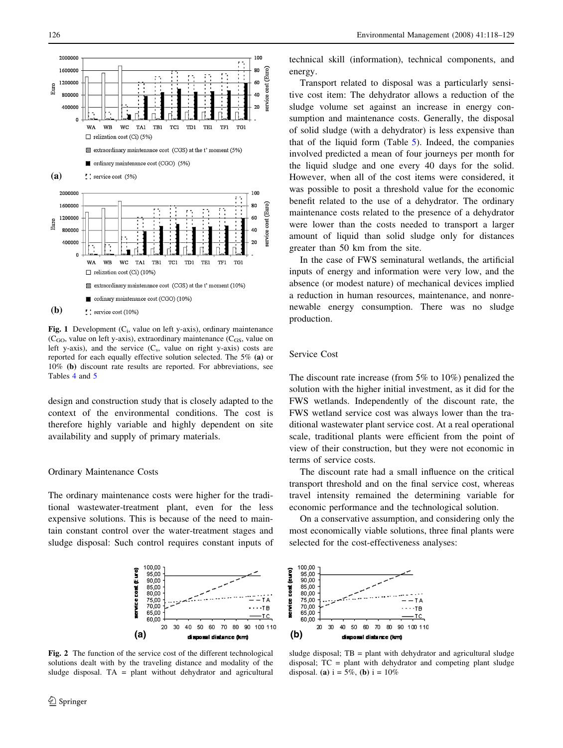Fig. 1 Development ($C_i$, value on left y-axis), ordinary maintenance ($C_{GO}$, value on left y-axis), extraordinary maintenance ($C_{GS}$, value on left y-axis), and the service ($C_s$, value on right y-axis) costs are reported for each equally effective solution selected. The 5% **(a)** or 10% **(b)** discount rate results are reported. For abbreviations, see Tables 4 and 5

design and construction study that is closely adapted to the context of the environmental conditions. The cost is therefore highly variable and highly dependent on site availability and supply of primary materials.

### Ordinary Maintenance Costs

The ordinary maintenance costs were higher for the traditional wastewater-treatment plant, even for the less expensive solutions. This is because of the need to maintain constant control over the water-treatment stages and sludge disposal: Such control requires constant inputs of technical skill (information), technical components, and energy.

Transport related to disposal was a particularly sensitive cost item: The dehydrator allows a reduction of the sludge volume set against an increase in energy consumption and maintenance costs. Generally, the disposal of solid sludge (with a dehydrator) is less expensive than that of the liquid form (Table 5). Indeed, the companies involved predicted a mean of four journeys per month for the liquid sludge and one every 40 days for the solid. However, when all of the cost items were considered, it was possible to posit a threshold value for the economic benefit related to the use of a dehydrator. The ordinary maintenance costs related to the presence of a dehydrator were lower than the costs needed to transport a larger amount of liquid than solid sludge only for distances greater than 50 km from the site.

In the case of FWS seminatural wetlands, the artificial inputs of energy and information were very low, and the absence (or modest nature) of mechanical devices implied a reduction in human resources, maintenance, and nonrenewable energy consumption. There was no sludge production.

### Service Cost

The discount rate increase (from 5% to 10%) penalized the solution with the higher initial investment, as it did for the FWS wetlands. Independently of the discount rate, the FWS wetland service cost was always lower than the traditional wastewater plant service cost. At a real operational scale, traditional plants were efficient from the point of view of their construction, but they were not economic in terms of service costs.

The discount rate had a small influence on the critical transport threshold and on the final service cost, whereas travel intensity remained the determining variable for economic performance and the technological solution.

On a conservative assumption, and considering only the most economically viable solutions, three final plants were selected for the cost-effectiveness analyses:

Fig. 2 The function of the service cost of the different technological solutions dealt with by the traveling distance and modality of the sludge disposal. TA = plant without dehydrator and agricultural sludge disposal; TB = plant with dehydrator and agricultural sludge disposal; TC = plant with dehydrator and competing plant sludge disposal. **(a)** i = 5%, **(b)** i = 10%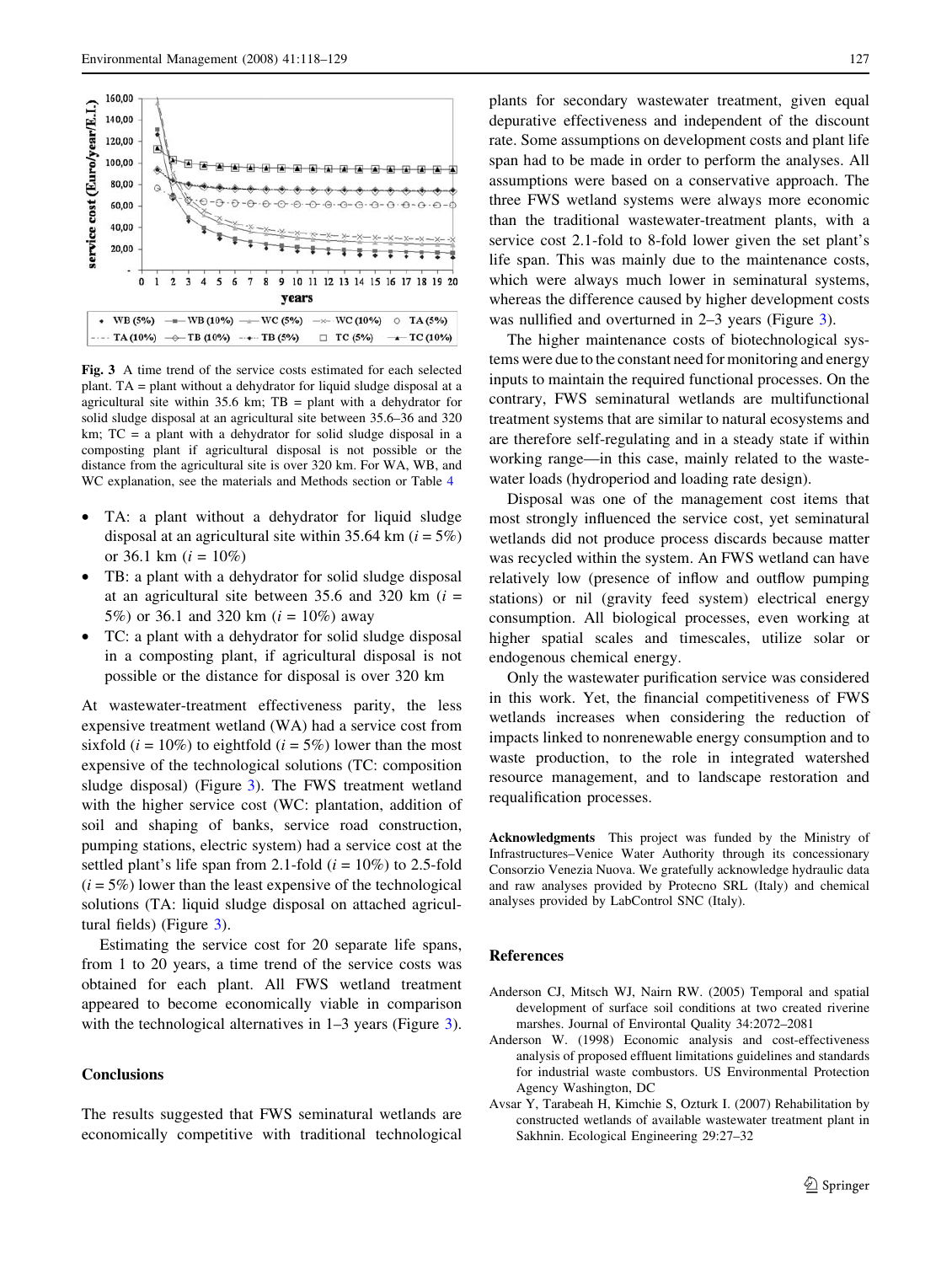Fig. 3 A time trend of the service costs estimated for each selected plant. TA = plant without a dehydrator for liquid sludge disposal at a agricultural site within 35.6 km; TB = plant with a dehydrator for solid sludge disposal at an agricultural site between 35.6–36 and 320 km; TC = a plant with a dehydrator for solid sludge disposal in a composting plant if agricultural disposal is not possible or the distance from the agricultural site is over 320 km. For WA, WB, and WC explanation, see the materials and Methods section or Table 4

- TA: a plant without a dehydrator for liquid sludge disposal at an agricultural site within 35.64 km ($i$ = 5%) or 36.1 km ($i$ = 10%)
- TB: a plant with a dehydrator for solid sludge disposal at an agricultural site between 35.6 and 320 km ($i$ = 5%) or 36.1 and 320 km ($i$ = 10%) away
- TC: a plant with a dehydrator for solid sludge disposal in a composting plant, if agricultural disposal is not possible or the distance for disposal is over 320 km

At wastewater-treatment effectiveness parity, the less expensive treatment wetland (WA) had a service cost from sixfold ($i$ = 10%) to eightfold ($i$ = 5%) lower than the most expensive of the technological solutions (TC: composition sludge disposal) (Figure 3). The FWS treatment wetland with the higher service cost (WC: plantation, addition of soil and shaping of banks, service road construction, pumping stations, electric system) had a service cost at the settled plant's life span from 2.1-fold ($i$ = 10%) to 2.5-fold ($i$ = 5%) lower than the least expensive of the technological solutions (TA: liquid sludge disposal on attached agricultural fields) (Figure 3).

Estimating the service cost for 20 separate life spans, from 1 to 20 years, a time trend of the service costs was obtained for each plant. All FWS wetland treatment appeared to become economically viable in comparison with the technological alternatives in 1–3 years (Figure 3).

## Conclusions

The results suggested that FWS seminatural wetlands are economically competitive with traditional technological plants for secondary wastewater treatment, given equal depurative effectiveness and independent of the discount rate. Some assumptions on development costs and plant life span had to be made in order to perform the analyses. All assumptions were based on a conservative approach. The three FWS wetland systems were always more economic than the traditional wastewater-treatment plants, with a service cost 2.1-fold to 8-fold lower given the set plant's life span. This was mainly due to the maintenance costs, which were always much lower in seminatural systems, whereas the difference caused by higher development costs was nullified and overturned in 2–3 years (Figure 3).

The higher maintenance costs of biotechnological systems were due to the constant need for monitoring and energy inputs to maintain the required functional processes. On the contrary, FWS seminatural wetlands are multifunctional treatment systems that are similar to natural ecosystems and are therefore self-regulating and in a steady state if within working range—in this case, mainly related to the wastewater loads (hydroperiod and loading rate design).

Disposal was one of the management cost items that most strongly influenced the service cost, yet seminatural wetlands did not produce process discards because matter was recycled within the system. An FWS wetland can have relatively low (presence of inflow and outflow pumping stations) or nil (gravity feed system) electrical energy consumption. All biological processes, even working at higher spatial scales and timescales, utilize solar or endogenous chemical energy.

Only the wastewater purification service was considered in this work. Yet, the financial competitiveness of FWS wetlands increases when considering the reduction of impacts linked to nonrenewable energy consumption and to waste production, to the role in integrated watershed resource management, and to landscape restoration and requalification processes.

**Acknowledgments** This project was funded by the Ministry of Infrastructures–Venice Water Authority through its concessionary Consorzio Venezia Nuova. We gratefully acknowledge hydraulic data and raw analyses provided by Protecno SRL (Italy) and chemical analyses provided by LabControl SNC (Italy).

## References

Anderson CJ, Mitsch WJ, Nairn RW. (2005) Temporal and spatial development of surface soil conditions at two created riverine marshes. Journal of Environtal Quality 34:2072–2081

Anderson W. (1998) Economic analysis and cost-effectiveness analysis of proposed effluent limitations guidelines and standards for industrial waste combustors. US Environmental Protection Agency Washington, DC

Avsar Y, Tarabeah H, Kimchie S, Ozturk I. (2007) Rehabilitation by constructed wetlands of available wastewater treatment plant in Sakhnin. Ecological Engineering 29:27–32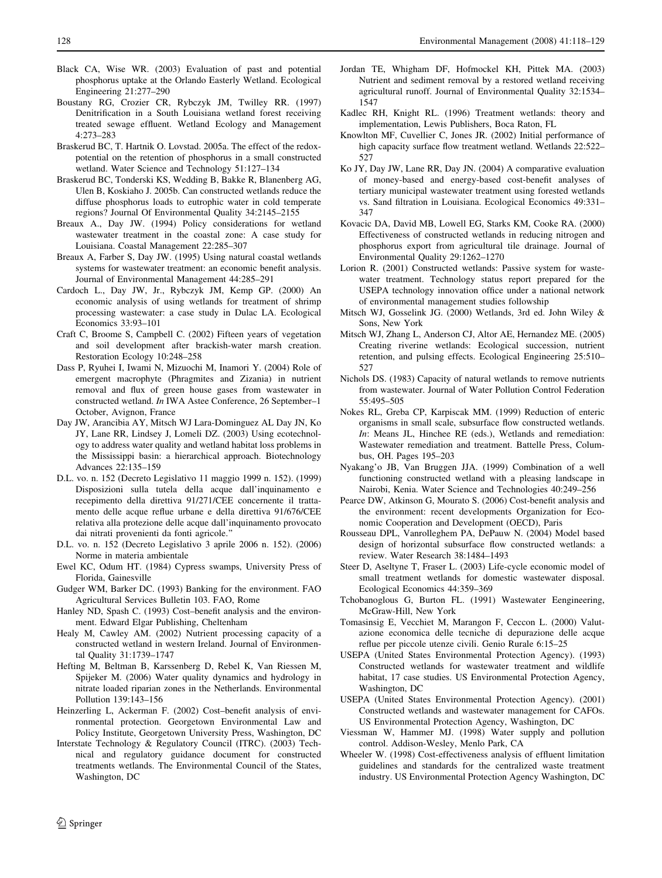Black CA, Wise WR. (2003) Evaluation of past and potential phosphorus uptake at the Orlando Easterly Wetland. Ecological Engineering 21:277–290

Boustany RG, Crozier CR, Rybczyk JM, Twilley RR. (1997) Denitrification in a South Louisiana wetland forest receiving treated sewage effluent. Wetland Ecology and Management 4:273–283

Braskerud BC, T. Hartnik O. Lovstad. 2005a. The effect of the redox-potential on the retention of phosphorus in a small constructed wetland. Water Science and Technology 51:127–134

Braskerud BC, Tonderski KS, Wedding B, Bakke R, Blanenberg AG, Ulen B, Koskiaho J. 2005b. Can constructed wetlands reduce the diffuse phosphorus loads to eutrophic water in cold temperate regions? Journal Of Environmental Quality 34:2145–2155

Breaux A., Day JW. (1994) Policy considerations for wetland wastewater treatment in the coastal zone: A case study for Louisiana. Coastal Management 22:285–307

Breaux A, Farber S, Day JW. (1995) Using natural coastal wetlands systems for wastewater treatment: an economic benefit analysis. Journal of Environmental Management 44:285–291

Cardoch L., Day JW, Jr., Rybczyk JM, Kemp GP. (2000) An economic analysis of using wetlands for treatment of shrimp processing wastewater: a case study in Dulac LA. Ecological Economics 33:93–101

Craft C, Broome S, Campbell C. (2002) Fifteen years of vegetation and soil development after brackish-water marsh creation. Restoration Ecology 10:248–258

Dass P, Ryuhei I, Iwami N, Mizuochi M, Inamori Y. (2004) Role of emergent macrophyte (Phragmites and Zizania) in nutrient removal and flux of green house gases from wastewater in constructed wetland. *In* IWA Astee Conference, 26 September–1 October, Avignon, France

Day JW, Arancibia AY, Mitsch WJ Lara-Dominguez AL Day JN, Ko JY, Lane RR, Lindsey J, Lomeli DZ. (2003) Using ecotechnology to address water quality and wetland habitat loss problems in the Mississippi basin: a hierarchical approach. Biotechnology Advances 22:135–159

D.L. vo. n. 152 (Decreto Legislativo 11 maggio 1999 n. 152). (1999) Disposizioni sulla tutela della acque dall'inquinamento e recepimento della direttiva 91/271/CEE concernente il trattamento delle acque reflue urbane e della direttiva 91/676/CEE relativa alla protezione delle acque dall'inquinamento provocato dai nitrati provenienti da fonti agricole."

D.L. vo. n. 152 (Decreto Legislativo 3 aprile 2006 n. 152). (2006) Norme in materia ambientale

Ewel KC, Odum HT. (1984) Cypress swamps, University Press of Florida, Gainesville

Gudger WM, Barker DC. (1993) Banking for the environment. FAO Agricultural Services Bulletin 103. FAO, Rome

Hanley ND, Spash C. (1993) Cost–benefit analysis and the environment. Edward Elgar Publishing, Cheltenham

Healy M, Cawley AM. (2002) Nutrient processing capacity of a constructed wetland in western Ireland. Journal of Environmental Quality 31:1739–1747

Hefting M, Beltman B, Karssenberg D, Rebel K, Van Riessen M, Spijeker M. (2006) Water quality dynamics and hydrology in nitrate loaded riparian zones in the Netherlands. Environmental Pollution 139:143–156

Heinzerling L, Ackerman F. (2002) Cost–benefit analysis of environmental protection. Georgetown Environmental Law and Policy Institute, Georgetown University Press, Washington, DC

Interstate Technology & Regulatory Council (ITRC). (2003) Technical and regulatory guidance document for constructed treatments wetlands. The Environmental Council of the States, Washington, DC

Jordan TE, Whigham DF, Hofmockel KH, Pittek MA. (2003) Nutrient and sediment removal by a restored wetland receiving agricultural runoff. Journal of Environmental Quality 32:1534–1547

Kadlec RH, Knight RL. (1996) Treatment wetlands: theory and implementation, Lewis Publishers, Boca Raton, FL

Knowlton MF, Cuvellier C, Jones JR. (2002) Initial performance of high capacity surface flow treatment wetland. Wetlands 22:522–527

Ko JY, Day JW, Lane RR, Day JN. (2004) A comparative evaluation of money-based and energy-based cost-benefit analyses of tertiary municipal wastewater treatment using forested wetlands vs. Sand filtration in Louisiana. Ecological Economics 49:331–347

Kovacic DA, David MB, Lowell EG, Starks KM, Cooke RA. (2000) Effectiveness of constructed wetlands in reducing nitrogen and phosphorus export from agricultural tile drainage. Journal of Environmental Quality 29:1262–1270

Lorion R. (2001) Constructed wetlands: Passive system for wastewater treatment. Technology status report prepared for the USEPA technology innovation office under a national network of environmental management studies followship

Mitsch WJ, Gosselink JG. (2000) Wetlands, 3rd ed. John Wiley & Sons, New York

Mitsch WJ, Zhang L, Anderson CJ, Altor AE, Hernandez ME. (2005) Creating riverine wetlands: Ecological succession, nutrient retention, and pulsing effects. Ecological Engineering 25:510–527

Nichols DS. (1983) Capacity of natural wetlands to remove nutrients from wastewater. Journal of Water Pollution Control Federation 55:495–505

Nokes RL, Greba CP, Karpiscak MM. (1999) Reduction of enteric organisms in small scale, subsurface flow constructed wetlands. *In*: Means JL, Hinchee RE (eds.), Wetlands and remediation: Wastewater remediation and treatment. Battelle Press, Columbus, OH. Pages 195–203

Nyakang'o JB, Van Bruggen JJA. (1999) Combination of a well functioning constructed wetland with a pleasing landscape in Nairobi, Kenia. Water Science and Technologies 40:249–256

Pearce DW, Atkinson G, Mourato S. (2006) Cost-benefit analysis and the environment: recent developments Organization for Economic Cooperation and Development (OECD), Paris

Rousseau DPL, Vanrolleghem PA, DePauw N. (2004) Model based design of horizontal subsurface flow constructed wetlands: a review. Water Research 38:1484–1493

Steer D, Aseltyne T, Fraser L. (2003) Life-cycle economic model of small treatment wetlands for domestic wastewater disposal. Ecological Economics 44:359–369

Tchobanoglous G, Burton FL. (1991) Wastewater Eengineering, McGraw-Hill, New York

Tomasinsig E, Vecchiet M, Marangon F, Ceccon L. (2000) Valutazione economica delle tecniche di depurazione delle acque reflue per piccole utenze civili. Genio Rurale 6:15–25

USEPA (United States Environmental Protection Agency). (1993) Constructed wetlands for wastewater treatment and wildlife habitat, 17 case studies. US Environmental Protection Agency, Washington, DC

USEPA (United States Environmental Protection Agency). (2001) Constructed wetlands and wastewater management for CAFOs. US Environmental Protection Agency, Washington, DC

Viessman W, Hammer MJ. (1998) Water supply and pollution control. Addison-Wesley, Menlo Park, CA

Wheeler W. (1998) Cost-effectiveness analysis of effluent limitation guidelines and standards for the centralized waste treatment industry. US Environmental Protection Agency Washington, DC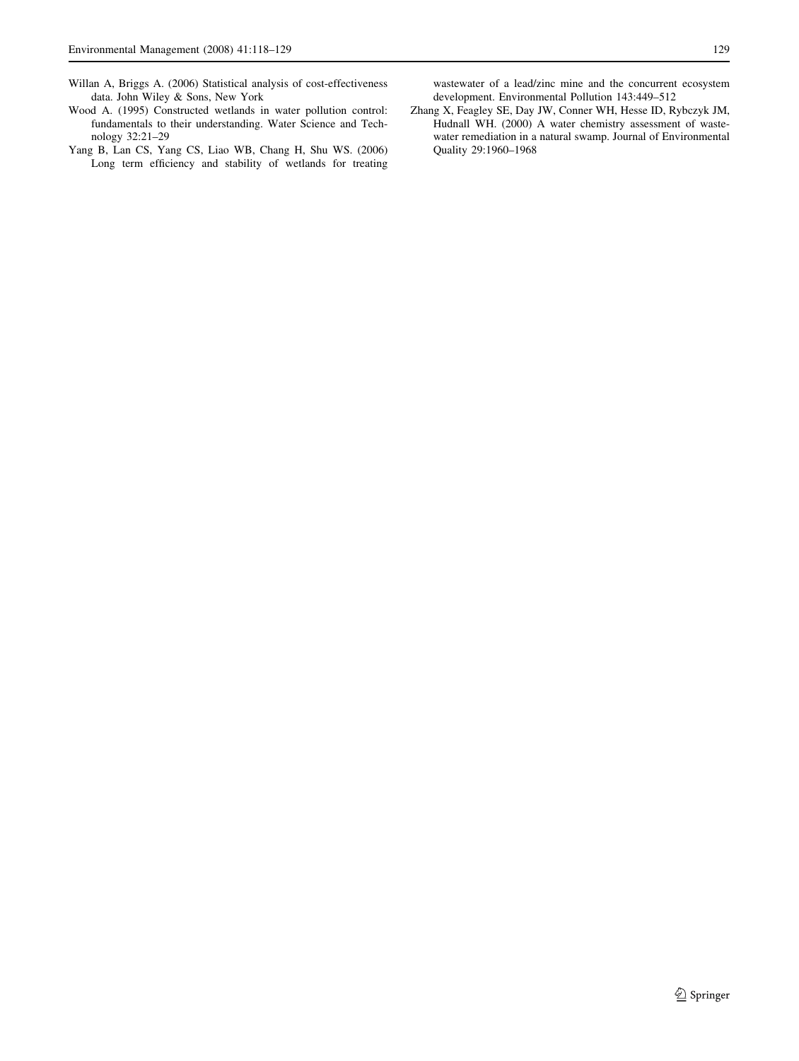Willan A, Briggs A. (2006) Statistical analysis of cost-effectiveness data. John Wiley & Sons, New York

Wood A. (1995) Constructed wetlands in water pollution control: fundamentals to their understanding. Water Science and Technology 32:21–29

Yang B, Lan CS, Yang CS, Liao WB, Chang H, Shu WS. (2006) Long term efficiency and stability of wetlands for treating wastewater of a lead/zinc mine and the concurrent ecosystem development. Environmental Pollution 143:449–512

Zhang X, Feagley SE, Day JW, Conner WH, Hesse ID, Rybczyk JM, Hudnall WH. (2000) A water chemistry assessment of wastewater remediation in a natural swamp. Journal of Environmental Quality 29:1960–1968